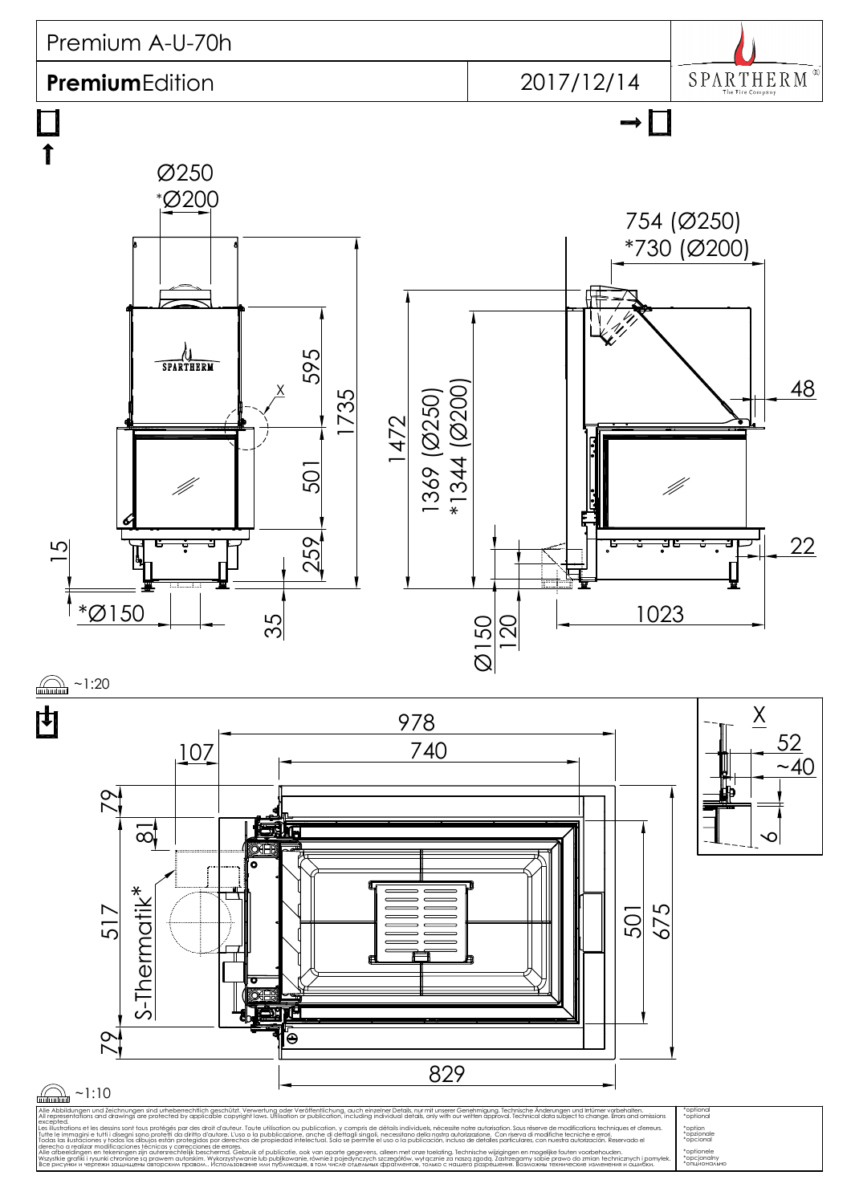# Premium A-U-70h

**Premium**Edition

2017/12/14

SPARTHERM® The Fire Company

Ø250
*Ø200

754 (Ø250)
*730 (Ø200)

595
1735
501
259
15
*Ø150
35

1472
1369 (Ø250)
*1344 (Ø200)

48
22
Ø150
120
1023

~1:20

978
740
107
79
81
517
S-Thermatik*
79
501
675
829

X
52
~40
6

~1:10

Alle Abbildungen und Zeichnungen sind urheberrechtlich geschützt. Verwertung oder Veröffentlichung, auch einzelner Details, nur mit unserer Genehmigung. Technische Änderungen und Irrtümer vorbehalten.
All representations and drawings are protected by applicable copyright laws. Utilisation or publication, including individual details, only with our written approval. Technical data subject to change. Errors and omissions excepted.
Les illustrations et les dessins sont tous protégés par des droit d'auteur. Toute utilisation ou publication, y compris de détails individuels, nécessite notre autorisation. Sous réserve de modifications techniques et d'erreurs.
Tutte le immagini e tutti i disegni sono protetti da diritto d'autore. L'uso o la pubblicazione, anche di dettagli singoli, necessitano della nostra autorizzazione. Con riserva di modifiche tecniche e errori.
Todas las ilustraciones y todos los dibujos están protegidos por derechos de propiedad intelectual. Solo se permite el uso o la publicación, incluso de detalles particulares, con nuestra autorización. Reservado el derecho a realizar modificaciones técnicas y correcciones de errores.
Alle afbeeldingen en tekeningen zijn auteursrechtelijk beschermd. Gebruik of publicatie, ook van aparte gegevens, alleen met onze toelating. Technische wijzigingen en mogelijke fouten voorbehouden.
Wszystkie grafiki i rysunki chronione są prawem autorskim. Wykorzystywanie lub publikowanie, również pojedynczych szczegółów, wyłącznie za naszą zgodą. Zastrzegamy sobie prawo do zmian technicznych i pomyłek.
Все рисунки и чертежи защищены авторским правом. Использование или публикация, в том числе отдельных фрагментов, только с нашего разрешения. Возможны технические изменения и ошибки.

*optional
*optional
*option
*opzionale
*opcional
*optionele
*opcjonalny
*опционально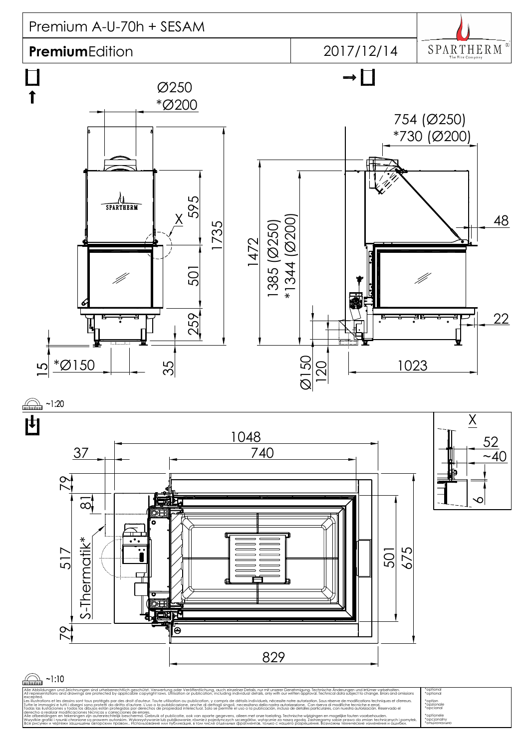# Premium A-U-70h + SESAM

**Premium**Edition

2017/12/14

SPARTHERM The Fire Company

Ø250
*Ø200

595
1735
501
259
X
15
*Ø150
35

754 (Ø250)
*730 (Ø200)
48
1472
1385 (Ø250)
*1344 (Ø200)
22
Ø150
120
1023

~1:20

1048
37
740
79
81
517
S-Thermatik*
79
501
675
829

X
52
~40
6

~1:10

Alle Abbildungen und Zeichnungen sind urheberrechtlich geschützt. Verwertung oder Veröffentlichung, auch einzelner Details, nur mit unserer Genehmigung. Technische Änderungen und Irrtümer vorbehalten.
All representations and drawings are protected by applicable copyright laws. Utilisation or publication, including individual details, only with our written approval. Technical data subject to change. Errors and omissions excepted.
Les illustrations et les dessins sont tous protégés par des droit d'auteur. Toute utilisation ou publication, y compris de détails individuels, nécessite notre autorisation. Sous réserve de modifications techniques et d'erreurs.
Tutte le immagini e tutti i disegni sono protetti da diritto d'autore. L'uso o la pubblicazione, anche di dettagli singoli, necessitano della nostra autorizzazione. Con riserva di modifiche tecniche e errori.
Todas las ilustaciones y todos los dibujos están protegidos por derechos de propiedad intelectual. Solo se permite el uso o la publicación, incluso de detalles particulares, con nuestra autorización. Reservado el derecho a realizar modificaciones técnicas y correcciones de errores.
Alle afbeeldingen en tekeningen zijn auteursrechtelijk beschermd. Gebruik of publicatie, ook van aparte gegevens, alleen met onze toelating. Technische wijzigingen en mogelijke fouten voorbehouden.
Wszystkie grafiki i rysunki chronione są prawem autorskim. Wykorzystywanie lub publikowanie, również pojedynczych szczegółów, wyłącznie za naszą zgodą. Zastrzegamy sobie prawo do zmian technicznych i pomyłek.
Все рисунки и чертежи защищены авторским правом.. Использование или публикация, в том числе отдельных фрагментов, только с нашего разрешения. Возможны технические изменения и ошибки.

*optional
*optional
*option
*opzionale
*opcional
*optionele
*opcjonalny
*опционально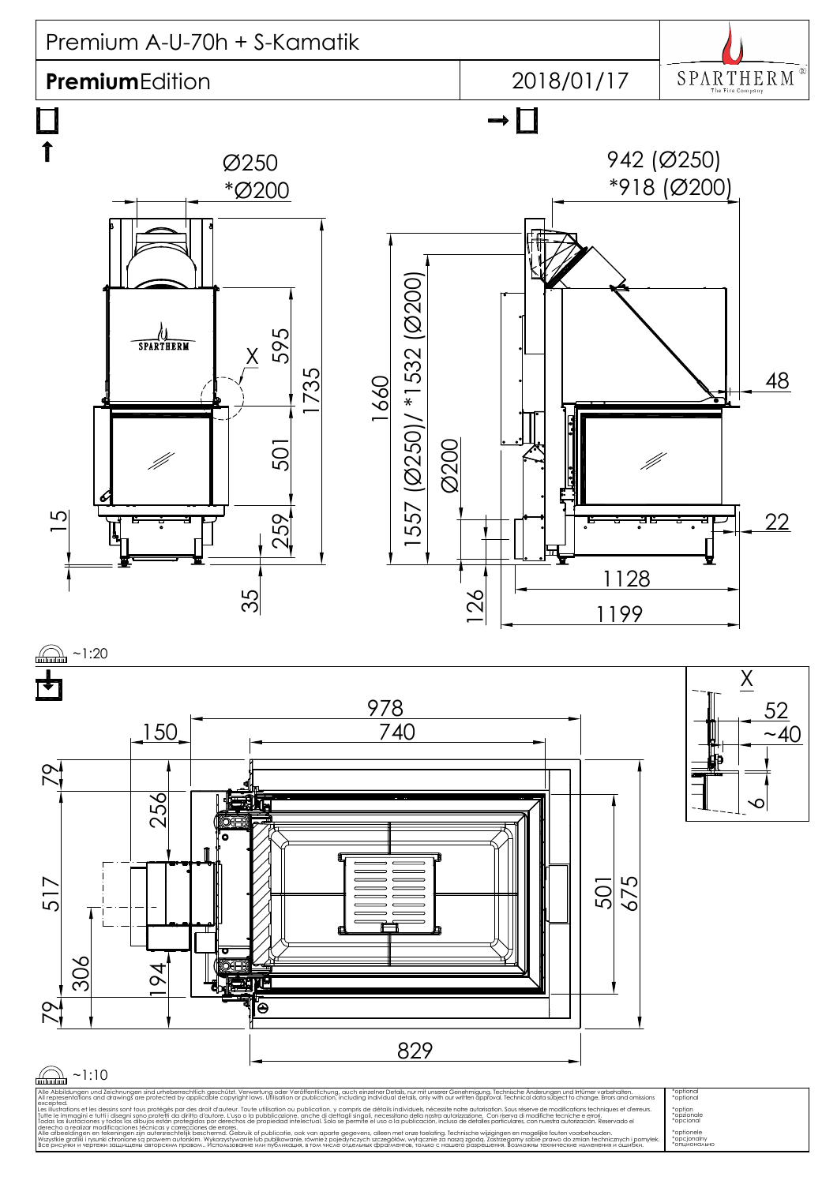# Premium A-U-70h + S-Kamatik

**Premium**Edition

2018/01/17

SPARTHERM The Fire Company

Ø250
*Ø200

595
1735
501
259
15
35
X

942 (Ø250)
*918 (Ø200)

1660
1557 (Ø250)/ *1532 (Ø200)
Ø200
126
48
22
1128
1199

~1:20

978
740
150
79
256
517
306
194
79
501
675
829

X
52
~40
6

~1:10

Alle Abbildungen und Zeichnungen sind urheberrechtlich geschützt. Verwertung oder Veröffentlichung, auch einzelner Details, nur mit unserer Genehmigung. Technische Änderungen und Irrtümer vorbehalten.
All representations and drawings are protected by applicable copyright laws. Utilisation or publication, including individual details, only with our written approval. Technical data subject to change. Errors and omissions excepted.
Les illustrations et les dessins sont tous protégés par des droit d'auteur. Toute utilisation ou publication, y compris de détails individuels, nécessite notre autorisation. Sous réserve de modifications techniques et d'erreurs.
Tutte le immagini e tutti i disegni sono protetti da diritto d'autore. L'uso o la pubblicazione, anche di dettagli singoli, necessitano della nostra autorizzazione. Con riserva di modifiche tecniche e errori.
Todas las ilustraciones y todos los dibujos están protegidos por derechos de propiedad intelectual. Solo se permite el uso o la publicación, incluso de detalles particulares, con nuestra autorización. Reservado el derecho a realizar modificaciones técnicas y correcciones de errores.
Alle afbeeldingen en tekeningen zijn auteursrechtelijk beschermd. Gebruik of publicatie, ook van aparte gegevens, alleen met onze toelating. Technische wijzigingen en mogelijke fouten voorbehouden.
Wszystkie grafiki i rysunki chronione są prawem autorskim. Wykorzystywanie lub publikowanie, również pojedynczych szczegółów, wyłącznie za naszą zgodą. Zastrzegamy sobie prawo do zmian technicznych i pomyłek.
Все рисунки и чертежи защищены авторским правом.. Использование или публикация, в том числе отдельных фрагментов, только с нашего разрешения. Возможны технические изменения и ошибки.

*optional
*optional
*option
*opzionale
*opcional
*optionele
*opcjonalny
*опционально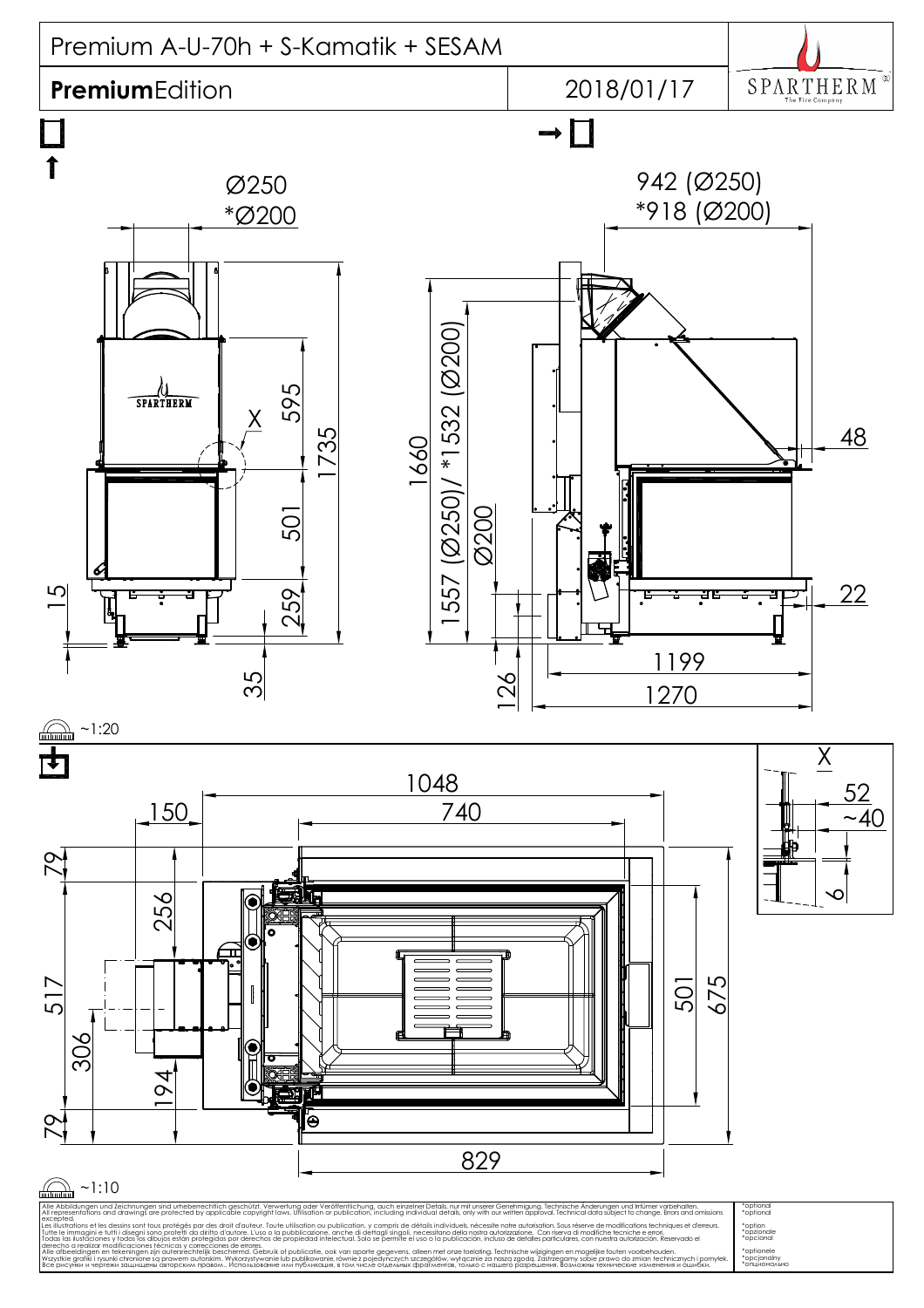# Premium A-U-70h + S-Kamatik + SESAM

**Premium**Edition

2018/01/17

SPARTHERM The Fire Company

Ø250
*Ø200

942 (Ø250)
*918 (Ø200)

595
1735
501
259
15
35
X

1660
1557 (Ø250)/ *1532 (Ø200)
Ø200
126
48
22
1199
1270

~1:20

1048
150
740
79
256
517
306
194
79
501
675
829

X
52
~40
6

~1:10

Alle Abbildungen und Zeichnungen sind urheberrechtlich geschützt. Verwertung oder Veröffentlichung, auch einzelner Details, nur mit unserer Genehmigung. Technische Änderungen und Irrtümer vorbehalten.
All representations and drawings are protected by applicable copyright laws. Utilisation or publication, including individual details, only with our written approval. Technical data subject to change. Errors and omissions excepted.
Les illustrations et les dessins sont tous protégés par des droit d'auteur. Toute utilisation ou publication, y compris de détails individuels, nécessite notre autorisation. Sous réserve de modifications techniques et d'erreurs.
Tutte le immagini e tutti i disegni sono protetti da diritto d'autore. L'uso o la pubblicazione, anche di dettagli singoli, necessitano della nostra autorizzazione. Con riserva di modifiche tecniche e errori.
Todas las ilustraciones y todos los dibujos están protegidas por derechos de propiedad intelectual. Solo se permite el uso o la publicación, incluso de detalles particulares, con nuestra autorización. Reservado el derecho a realizar modificaciones técnicas y correcciones de errores.
Alle afbeeldingen en tekeningen zijn auteursrechtelijk beschermd. Gebruik of publicatie, ook van aparte gegevens, alleen met onze toelating. Technische wijzigingen en mogelijke fouten voorbehouden.
Wszystkie grafiki i rysunki chronione są prawem autorskim. Wykorzystywanie lub publikowanie, również pojedynczych szczegółów, wyłącznie za naszą zgodą. Zastrzegamy sobie prawo do zmian technicznych i pomyłek.
Все рисунки и чертежи защищены авторским правом.. Использование или публикация, в том числе отдельных фрагментов, только с нашего разрешения. Возможны технические изменения и ошибки.

*optional
*optional
*option
*opzionale
*opcional
*optionele
*opcjonalny
*опционально